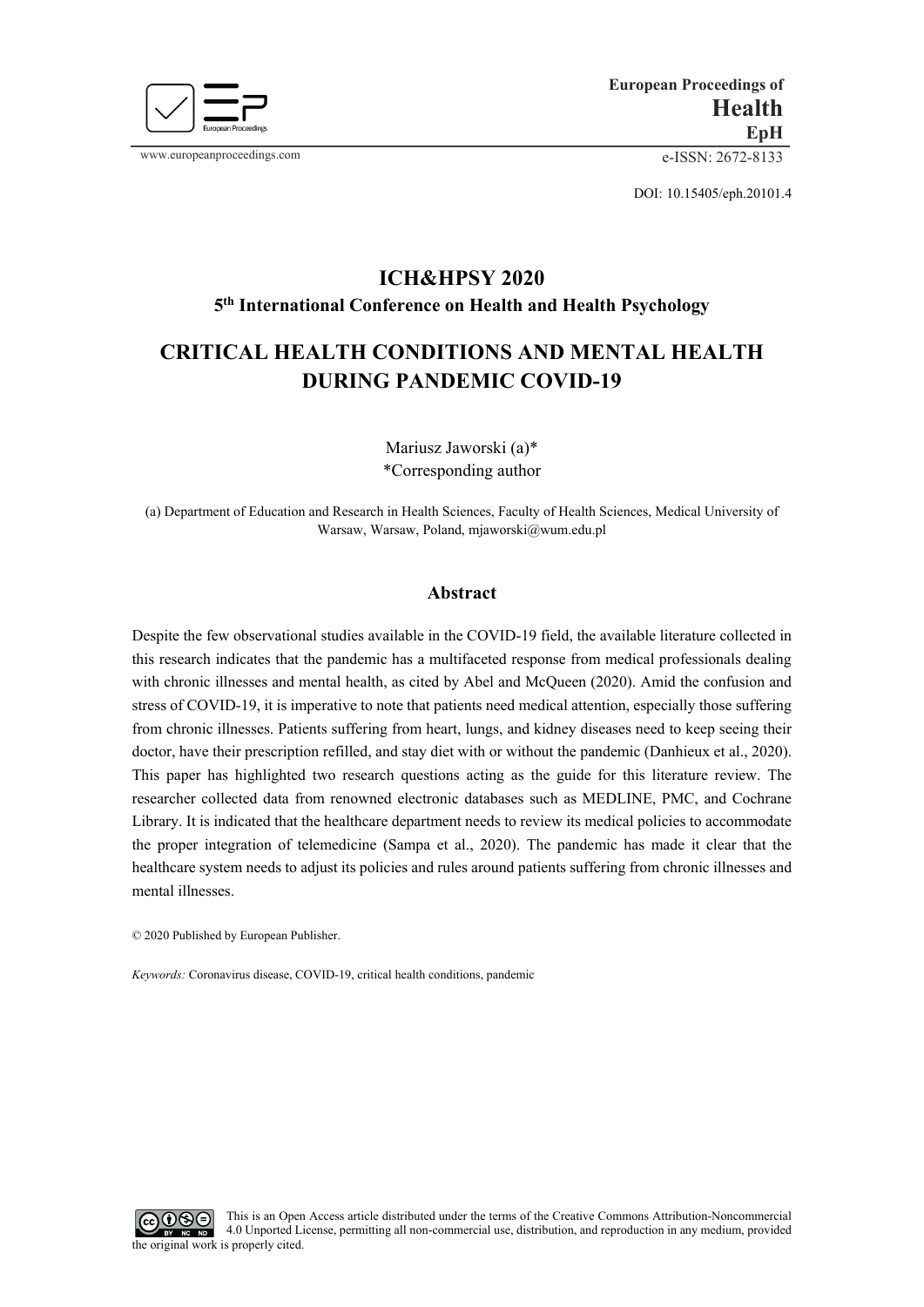European Proceedings of
**Health**
**EpH**

www.europeanproceedings.com e-ISSN: 2672-8133

DOI: 10.15405/eph.20101.4

## ICH&HPSY 2020

**5th International Conference on Health and Health Psychology**

# CRITICAL HEALTH CONDITIONS AND MENTAL HEALTH DURING PANDEMIC COVID-19

Mariusz Jaworski (a)*
*Corresponding author

(a) Department of Education and Research in Health Sciences, Faculty of Health Sciences, Medical University of Warsaw, Warsaw, Poland, mjaworski@wum.edu.pl

## Abstract

Despite the few observational studies available in the COVID-19 field, the available literature collected in this research indicates that the pandemic has a multifaceted response from medical professionals dealing with chronic illnesses and mental health, as cited by Abel and McQueen (2020). Amid the confusion and stress of COVID-19, it is imperative to note that patients need medical attention, especially those suffering from chronic illnesses. Patients suffering from heart, lungs, and kidney diseases need to keep seeing their doctor, have their prescription refilled, and stay diet with or without the pandemic (Danhieux et al., 2020). This paper has highlighted two research questions acting as the guide for this literature review. The researcher collected data from renowned electronic databases such as MEDLINE, PMC, and Cochrane Library. It is indicated that the healthcare department needs to review its medical policies to accommodate the proper integration of telemedicine (Sampa et al., 2020). The pandemic has made it clear that the healthcare system needs to adjust its policies and rules around patients suffering from chronic illnesses and mental illnesses.

© 2020 Published by European Publisher.

*Keywords:* Coronavirus disease, COVID-19, critical health conditions, pandemic

This is an Open Access article distributed under the terms of the Creative Commons Attribution-Noncommercial 4.0 Unported License, permitting all non-commercial use, distribution, and reproduction in any medium, provided the original work is properly cited.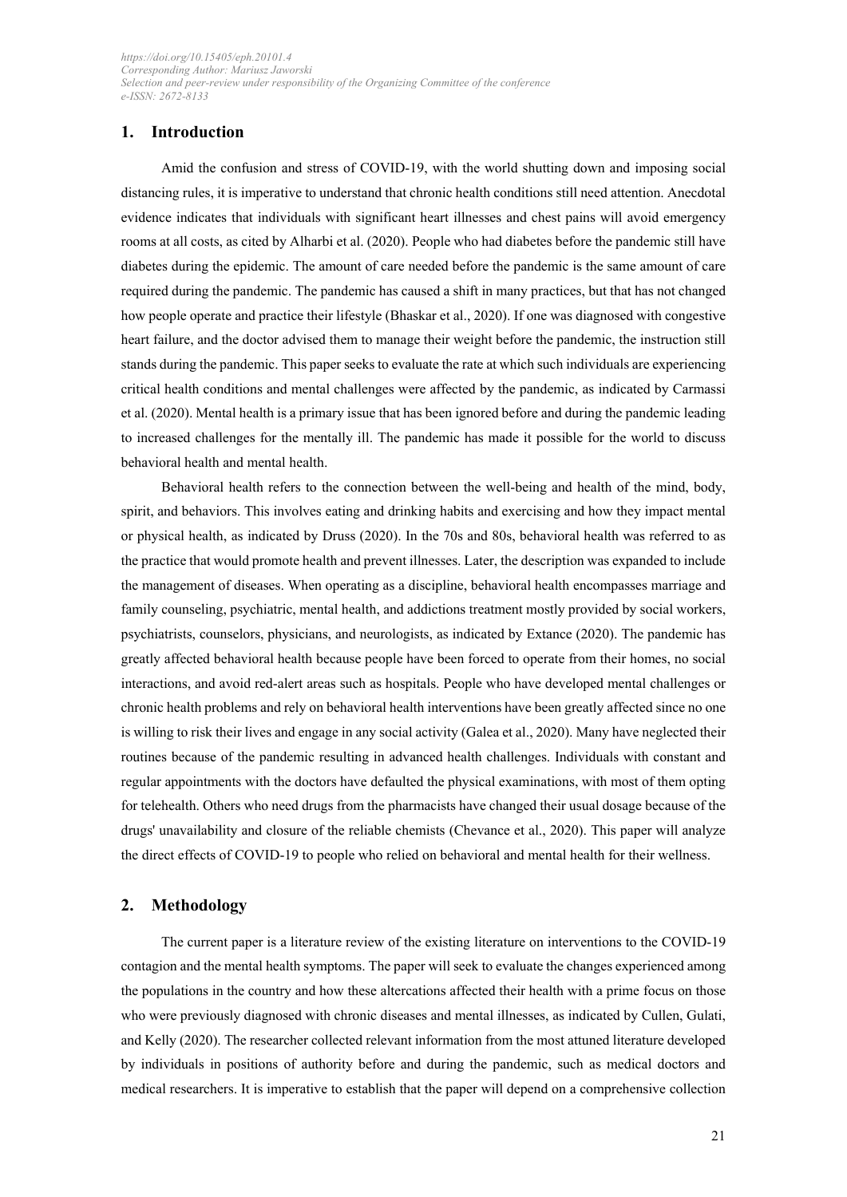## 1. Introduction

Amid the confusion and stress of COVID-19, with the world shutting down and imposing social distancing rules, it is imperative to understand that chronic health conditions still need attention. Anecdotal evidence indicates that individuals with significant heart illnesses and chest pains will avoid emergency rooms at all costs, as cited by Alharbi et al. (2020). People who had diabetes before the pandemic still have diabetes during the epidemic. The amount of care needed before the pandemic is the same amount of care required during the pandemic. The pandemic has caused a shift in many practices, but that has not changed how people operate and practice their lifestyle (Bhaskar et al., 2020). If one was diagnosed with congestive heart failure, and the doctor advised them to manage their weight before the pandemic, the instruction still stands during the pandemic. This paper seeks to evaluate the rate at which such individuals are experiencing critical health conditions and mental challenges were affected by the pandemic, as indicated by Carmassi et al. (2020). Mental health is a primary issue that has been ignored before and during the pandemic leading to increased challenges for the mentally ill. The pandemic has made it possible for the world to discuss behavioral health and mental health.

Behavioral health refers to the connection between the well-being and health of the mind, body, spirit, and behaviors. This involves eating and drinking habits and exercising and how they impact mental or physical health, as indicated by Druss (2020). In the 70s and 80s, behavioral health was referred to as the practice that would promote health and prevent illnesses. Later, the description was expanded to include the management of diseases. When operating as a discipline, behavioral health encompasses marriage and family counseling, psychiatric, mental health, and addictions treatment mostly provided by social workers, psychiatrists, counselors, physicians, and neurologists, as indicated by Extance (2020). The pandemic has greatly affected behavioral health because people have been forced to operate from their homes, no social interactions, and avoid red-alert areas such as hospitals. People who have developed mental challenges or chronic health problems and rely on behavioral health interventions have been greatly affected since no one is willing to risk their lives and engage in any social activity (Galea et al., 2020). Many have neglected their routines because of the pandemic resulting in advanced health challenges. Individuals with constant and regular appointments with the doctors have defaulted the physical examinations, with most of them opting for telehealth. Others who need drugs from the pharmacists have changed their usual dosage because of the drugs' unavailability and closure of the reliable chemists (Chevance et al., 2020). This paper will analyze the direct effects of COVID-19 to people who relied on behavioral and mental health for their wellness.

## 2. Methodology

The current paper is a literature review of the existing literature on interventions to the COVID-19 contagion and the mental health symptoms. The paper will seek to evaluate the changes experienced among the populations in the country and how these altercations affected their health with a prime focus on those who were previously diagnosed with chronic diseases and mental illnesses, as indicated by Cullen, Gulati, and Kelly (2020). The researcher collected relevant information from the most attuned literature developed by individuals in positions of authority before and during the pandemic, such as medical doctors and medical researchers. It is imperative to establish that the paper will depend on a comprehensive collection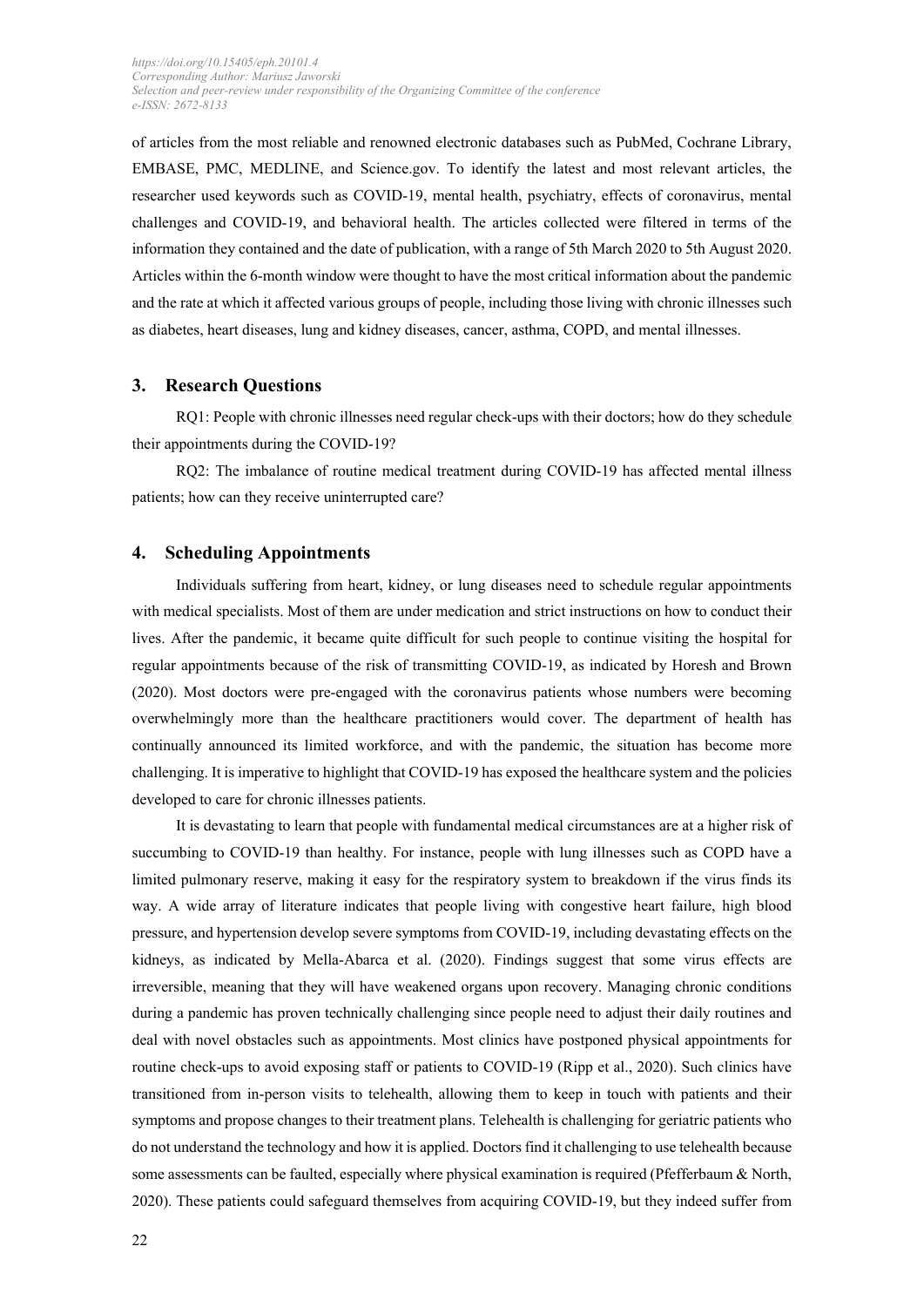of articles from the most reliable and renowned electronic databases such as PubMed, Cochrane Library, EMBASE, PMC, MEDLINE, and Science.gov. To identify the latest and most relevant articles, the researcher used keywords such as COVID-19, mental health, psychiatry, effects of coronavirus, mental challenges and COVID-19, and behavioral health. The articles collected were filtered in terms of the information they contained and the date of publication, with a range of 5th March 2020 to 5th August 2020. Articles within the 6-month window were thought to have the most critical information about the pandemic and the rate at which it affected various groups of people, including those living with chronic illnesses such as diabetes, heart diseases, lung and kidney diseases, cancer, asthma, COPD, and mental illnesses.

## 3. Research Questions

RQ1: People with chronic illnesses need regular check-ups with their doctors; how do they schedule their appointments during the COVID-19?

RQ2: The imbalance of routine medical treatment during COVID-19 has affected mental illness patients; how can they receive uninterrupted care?

## 4. Scheduling Appointments

Individuals suffering from heart, kidney, or lung diseases need to schedule regular appointments with medical specialists. Most of them are under medication and strict instructions on how to conduct their lives. After the pandemic, it became quite difficult for such people to continue visiting the hospital for regular appointments because of the risk of transmitting COVID-19, as indicated by Horesh and Brown (2020). Most doctors were pre-engaged with the coronavirus patients whose numbers were becoming overwhelmingly more than the healthcare practitioners would cover. The department of health has continually announced its limited workforce, and with the pandemic, the situation has become more challenging. It is imperative to highlight that COVID-19 has exposed the healthcare system and the policies developed to care for chronic illnesses patients.

It is devastating to learn that people with fundamental medical circumstances are at a higher risk of succumbing to COVID-19 than healthy. For instance, people with lung illnesses such as COPD have a limited pulmonary reserve, making it easy for the respiratory system to breakdown if the virus finds its way. A wide array of literature indicates that people living with congestive heart failure, high blood pressure, and hypertension develop severe symptoms from COVID-19, including devastating effects on the kidneys, as indicated by Mella-Abarca et al. (2020). Findings suggest that some virus effects are irreversible, meaning that they will have weakened organs upon recovery. Managing chronic conditions during a pandemic has proven technically challenging since people need to adjust their daily routines and deal with novel obstacles such as appointments. Most clinics have postponed physical appointments for routine check-ups to avoid exposing staff or patients to COVID-19 (Ripp et al., 2020). Such clinics have transitioned from in-person visits to telehealth, allowing them to keep in touch with patients and their symptoms and propose changes to their treatment plans. Telehealth is challenging for geriatric patients who do not understand the technology and how it is applied. Doctors find it challenging to use telehealth because some assessments can be faulted, especially where physical examination is required (Pfefferbaum & North, 2020). These patients could safeguard themselves from acquiring COVID-19, but they indeed suffer from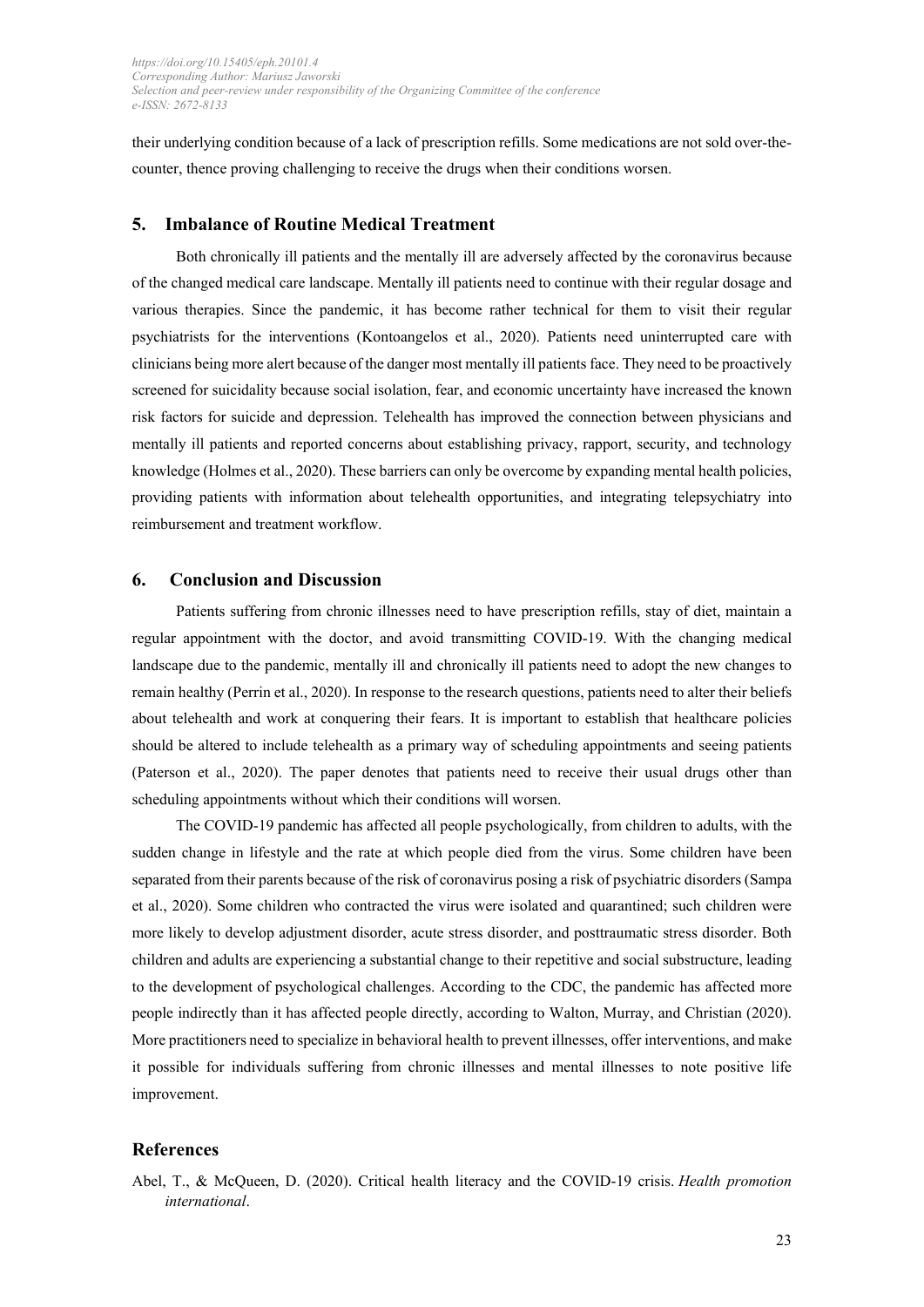their underlying condition because of a lack of prescription refills. Some medications are not sold over-the-counter, thence proving challenging to receive the drugs when their conditions worsen.

## 5. Imbalance of Routine Medical Treatment

Both chronically ill patients and the mentally ill are adversely affected by the coronavirus because of the changed medical care landscape. Mentally ill patients need to continue with their regular dosage and various therapies. Since the pandemic, it has become rather technical for them to visit their regular psychiatrists for the interventions (Kontoangelos et al., 2020). Patients need uninterrupted care with clinicians being more alert because of the danger most mentally ill patients face. They need to be proactively screened for suicidality because social isolation, fear, and economic uncertainty have increased the known risk factors for suicide and depression. Telehealth has improved the connection between physicians and mentally ill patients and reported concerns about establishing privacy, rapport, security, and technology knowledge (Holmes et al., 2020). These barriers can only be overcome by expanding mental health policies, providing patients with information about telehealth opportunities, and integrating telepsychiatry into reimbursement and treatment workflow.

## 6. Conclusion and Discussion

Patients suffering from chronic illnesses need to have prescription refills, stay of diet, maintain a regular appointment with the doctor, and avoid transmitting COVID-19. With the changing medical landscape due to the pandemic, mentally ill and chronically ill patients need to adopt the new changes to remain healthy (Perrin et al., 2020). In response to the research questions, patients need to alter their beliefs about telehealth and work at conquering their fears. It is important to establish that healthcare policies should be altered to include telehealth as a primary way of scheduling appointments and seeing patients (Paterson et al., 2020). The paper denotes that patients need to receive their usual drugs other than scheduling appointments without which their conditions will worsen.

The COVID-19 pandemic has affected all people psychologically, from children to adults, with the sudden change in lifestyle and the rate at which people died from the virus. Some children have been separated from their parents because of the risk of coronavirus posing a risk of psychiatric disorders (Sampa et al., 2020). Some children who contracted the virus were isolated and quarantined; such children were more likely to develop adjustment disorder, acute stress disorder, and posttraumatic stress disorder. Both children and adults are experiencing a substantial change to their repetitive and social substructure, leading to the development of psychological challenges. According to the CDC, the pandemic has affected more people indirectly than it has affected people directly, according to Walton, Murray, and Christian (2020). More practitioners need to specialize in behavioral health to prevent illnesses, offer interventions, and make it possible for individuals suffering from chronic illnesses and mental illnesses to note positive life improvement.

## References

Abel, T., & McQueen, D. (2020). Critical health literacy and the COVID-19 crisis. *Health promotion international*.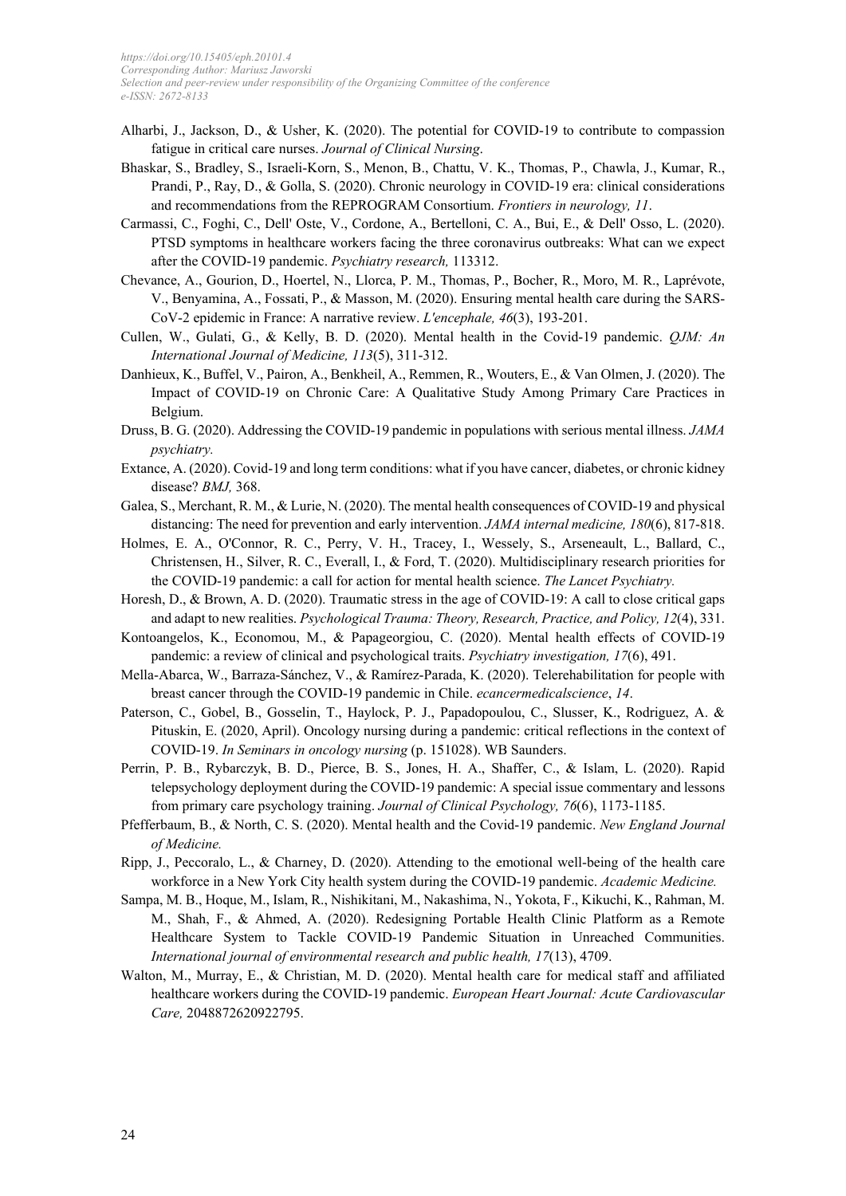Alharbi, J., Jackson, D., & Usher, K. (2020). The potential for COVID-19 to contribute to compassion fatigue in critical care nurses. *Journal of Clinical Nursing*.

Bhaskar, S., Bradley, S., Israeli-Korn, S., Menon, B., Chattu, V. K., Thomas, P., Chawla, J., Kumar, R., Prandi, P., Ray, D., & Golla, S. (2020). Chronic neurology in COVID-19 era: clinical considerations and recommendations from the REPROGRAM Consortium. *Frontiers in neurology, 11*.

Carmassi, C., Foghi, C., Dell' Oste, V., Cordone, A., Bertelloni, C. A., Bui, E., & Dell' Osso, L. (2020). PTSD symptoms in healthcare workers facing the three coronavirus outbreaks: What can we expect after the COVID-19 pandemic. *Psychiatry research,* 113312.

Chevance, A., Gourion, D., Hoertel, N., Llorca, P. M., Thomas, P., Bocher, R., Moro, M. R., Laprévote, V., Benyamina, A., Fossati, P., & Masson, M. (2020). Ensuring mental health care during the SARS-CoV-2 epidemic in France: A narrative review. *L'encephale, 46*(3), 193-201.

Cullen, W., Gulati, G., & Kelly, B. D. (2020). Mental health in the Covid-19 pandemic. *QJM: An International Journal of Medicine, 113*(5), 311-312.

Danhieux, K., Buffel, V., Pairon, A., Benkheil, A., Remmen, R., Wouters, E., & Van Olmen, J. (2020). The Impact of COVID-19 on Chronic Care: A Qualitative Study Among Primary Care Practices in Belgium.

Druss, B. G. (2020). Addressing the COVID-19 pandemic in populations with serious mental illness. *JAMA psychiatry.*

Extance, A. (2020). Covid-19 and long term conditions: what if you have cancer, diabetes, or chronic kidney disease? *BMJ,* 368.

Galea, S., Merchant, R. M., & Lurie, N. (2020). The mental health consequences of COVID-19 and physical distancing: The need for prevention and early intervention. *JAMA internal medicine, 180*(6), 817-818.

Holmes, E. A., O'Connor, R. C., Perry, V. H., Tracey, I., Wessely, S., Arseneault, L., Ballard, C., Christensen, H., Silver, R. C., Everall, I., & Ford, T. (2020). Multidisciplinary research priorities for the COVID-19 pandemic: a call for action for mental health science. *The Lancet Psychiatry.*

Horesh, D., & Brown, A. D. (2020). Traumatic stress in the age of COVID-19: A call to close critical gaps and adapt to new realities. *Psychological Trauma: Theory, Research, Practice, and Policy, 12*(4), 331.

Kontoangelos, K., Economou, M., & Papageorgiou, C. (2020). Mental health effects of COVID-19 pandemic: a review of clinical and psychological traits. *Psychiatry investigation, 17*(6), 491.

Mella-Abarca, W., Barraza-Sánchez, V., & Ramírez-Parada, K. (2020). Telerehabilitation for people with breast cancer through the COVID-19 pandemic in Chile. *ecancermedicalscience*, *14*.

Paterson, C., Gobel, B., Gosselin, T., Haylock, P. J., Papadopoulou, C., Slusser, K., Rodriguez, A. & Pituskin, E. (2020, April). Oncology nursing during a pandemic: critical reflections in the context of COVID-19. *In Seminars in oncology nursing* (p. 151028). WB Saunders.

Perrin, P. B., Rybarczyk, B. D., Pierce, B. S., Jones, H. A., Shaffer, C., & Islam, L. (2020). Rapid telepsychology deployment during the COVID-19 pandemic: A special issue commentary and lessons from primary care psychology training. *Journal of Clinical Psychology, 76*(6), 1173-1185.

Pfefferbaum, B., & North, C. S. (2020). Mental health and the Covid-19 pandemic. *New England Journal of Medicine.*

Ripp, J., Peccoralo, L., & Charney, D. (2020). Attending to the emotional well-being of the health care workforce in a New York City health system during the COVID-19 pandemic. *Academic Medicine.*

Sampa, M. B., Hoque, M., Islam, R., Nishikitani, M., Nakashima, N., Yokota, F., Kikuchi, K., Rahman, M. M., Shah, F., & Ahmed, A. (2020). Redesigning Portable Health Clinic Platform as a Remote Healthcare System to Tackle COVID-19 Pandemic Situation in Unreached Communities. *International journal of environmental research and public health, 17*(13), 4709.

Walton, M., Murray, E., & Christian, M. D. (2020). Mental health care for medical staff and affiliated healthcare workers during the COVID-19 pandemic. *European Heart Journal: Acute Cardiovascular Care,* 2048872620922795.